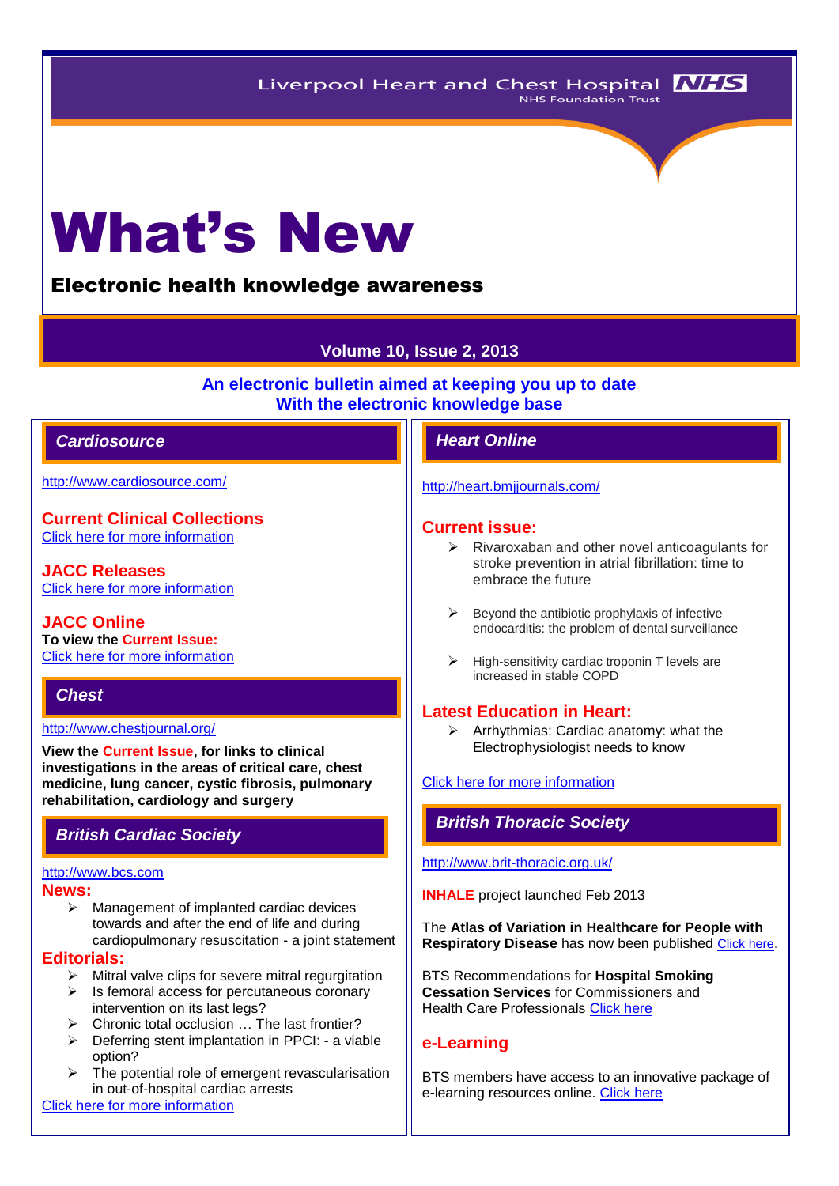Liverpool Heart and Chest Hospital NHS Foundation Trust

# What's New

## Electronic health knowledge awareness

**Volume 10, Issue 2, 2013**

**An electronic bulletin aimed at keeping you up to date With the electronic knowledge base**

## *Cardiosource*

http://www.cardiosource.com/

### Current Clinical Collections

Click here for more information

### JACC Releases

Click here for more information

### JACC Online

**To view the Current Issue:**
Click here for more information

## *Chest*

http://www.chestjournal.org/

**View the Current Issue, for links to clinical investigations in the areas of critical care, chest medicine, lung cancer, cystic fibrosis, pulmonary rehabilitation, cardiology and surgery**

## *British Cardiac Society*

http://www.bcs.com

### News:

- Management of implanted cardiac devices towards and after the end of life and during cardiopulmonary resuscitation - a joint statement

### Editorials:

- Mitral valve clips for severe mitral regurgitation
- Is femoral access for percutaneous coronary intervention on its last legs?
- Chronic total occlusion … The last frontier?
- Deferring stent implantation in PPCI: - a viable option?
- The potential role of emergent revascularisation in out-of-hospital cardiac arrests

Click here for more information

## *Heart Online*

http://heart.bmjjournals.com/

### Current issue:

- Rivaroxaban and other novel anticoagulants for stroke prevention in atrial fibrillation: time to embrace the future
- Beyond the antibiotic prophylaxis of infective endocarditis: the problem of dental surveillance
- High-sensitivity cardiac troponin T levels are increased in stable COPD

### Latest Education in Heart:

- Arrhythmias: Cardiac anatomy: what the Electrophysiologist needs to know

Click here for more information

## *British Thoracic Society*

http://www.brit-thoracic.org.uk/

**INHALE** project launched Feb 2013

The **Atlas of Variation in Healthcare for People with Respiratory Disease** has now been published Click here.

BTS Recommendations for **Hospital Smoking Cessation Services** for Commissioners and Health Care Professionals Click here

### e-Learning

BTS members have access to an innovative package of e-learning resources online. Click here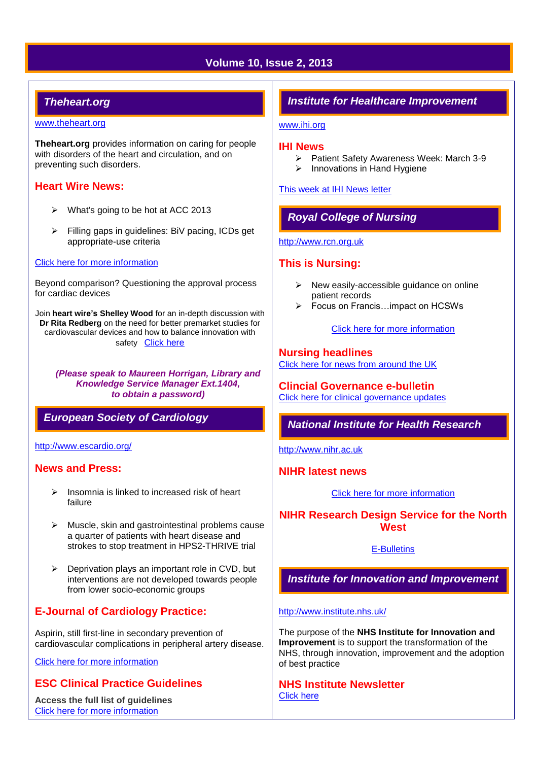## Theheart.org

www.theheart.org

**Theheart.org** provides information on caring for people with disorders of the heart and circulation, and on preventing such disorders.

### Heart Wire News:

- What's going to be hot at ACC 2013
- Filling gaps in guidelines: BiV pacing, ICDs get appropriate-use criteria

Click here for more information

Beyond comparison? Questioning the approval process for cardiac devices

Join **heart wire's Shelley Wood** for an in-depth discussion with **Dr Rita Redberg** on the need for better premarket studies for cardiovascular devices and how to balance innovation with safety Click here

***(Please speak to Maureen Horrigan, Library and Knowledge Service Manager Ext.1404, to obtain a password)***

## European Society of Cardiology

http://www.escardio.org/

### News and Press:

- Insomnia is linked to increased risk of heart failure
- Muscle, skin and gastrointestinal problems cause a quarter of patients with heart disease and strokes to stop treatment in HPS2-THRIVE trial
- Deprivation plays an important role in CVD, but interventions are not developed towards people from lower socio-economic groups

### E-Journal of Cardiology Practice:

Aspirin, still first-line in secondary prevention of cardiovascular complications in peripheral artery disease.

Click here for more information

### ESC Clinical Practice Guidelines

**Access the full list of guidelines**
Click here for more information

## Institute for Healthcare Improvement

www.ihi.org

### IHI News

- Patient Safety Awareness Week: March 3-9
- Innovations in Hand Hygiene

This week at IHI News letter

## Royal College of Nursing

http://www.rcn.org.uk

### This is Nursing:

- New easily-accessible guidance on online patient records
- Focus on Francis…impact on HCSWs

Click here for more information

### Nursing headlines

Click here for news from around the UK

### Clincial Governance e-bulletin

Click here for clinical governance updates

## National Institute for Health Research

http://www.nihr.ac.uk

### NIHR latest news

Click here for more information

### NIHR Research Design Service for the North West

E-Bulletins

## Institute for Innovation and Improvement

http://www.institute.nhs.uk/

The purpose of the **NHS Institute for Innovation and Improvement** is to support the transformation of the NHS, through innovation, improvement and the adoption of best practice

### NHS Institute Newsletter

Click here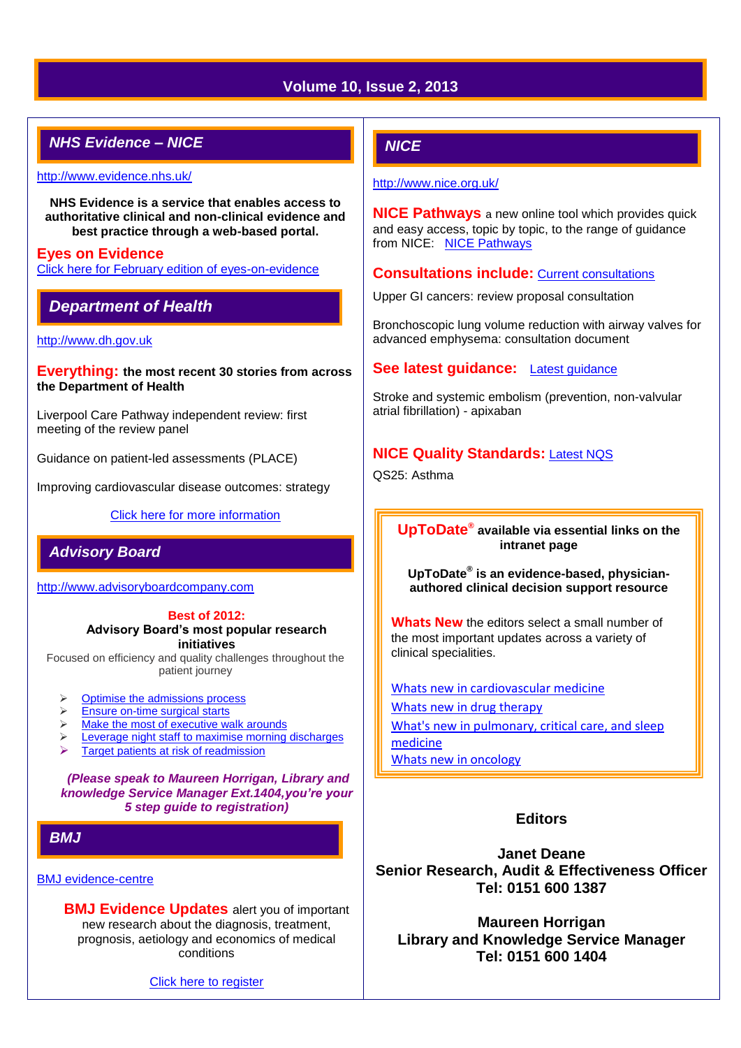# Volume 10, Issue 2, 2013

## NHS Evidence – NICE

http://www.evidence.nhs.uk/

**NHS Evidence is a service that enables access to authoritative clinical and non-clinical evidence and best practice through a web-based portal.**

**Eyes on Evidence**
Click here for February edition of eyes-on-evidence

## Department of Health

http://www.dh.gov.uk

**Everything: the most recent 30 stories from across the Department of Health**

Liverpool Care Pathway independent review: first meeting of the review panel

Guidance on patient-led assessments (PLACE)

Improving cardiovascular disease outcomes: strategy

Click here for more information

## Advisory Board

http://www.advisoryboardcompany.com

**Best of 2012:**
**Advisory Board's most popular research initiatives**
Focused on efficiency and quality challenges throughout the patient journey

- Optimise the admissions process
- Ensure on-time surgical starts
- Make the most of executive walk arounds
- Leverage night staff to maximise morning discharges
- Target patients at risk of readmission

***(Please speak to Maureen Horrigan, Library and knowledge Service Manager Ext.1404,you're your 5 step guide to registration)***

## BMJ

BMJ evidence-centre

**BMJ Evidence Updates** alert you of important new research about the diagnosis, treatment, prognosis, aetiology and economics of medical conditions

Click here to register

## NICE

http://www.nice.org.uk/

**NICE Pathways** a new online tool which provides quick and easy access, topic by topic, to the range of guidance from NICE: NICE Pathways

**Consultations include:** Current consultations

Upper GI cancers: review proposal consultation

Bronchoscopic lung volume reduction with airway valves for advanced emphysema: consultation document

**See latest guidance:** Latest guidance

Stroke and systemic embolism (prevention, non-valvular atrial fibrillation) - apixaban

**NICE Quality Standards:** Latest NQS

QS25: Asthma

**UpToDate® available via essential links on the intranet page**

**UpToDate® is an evidence-based, physician-authored clinical decision support resource**

**Whats New** the editors select a small number of the most important updates across a variety of clinical specialities.

Whats new in cardiovascular medicine
Whats new in drug therapy
What's new in pulmonary, critical care, and sleep medicine
Whats new in oncology

**Editors**

**Janet Deane**
**Senior Research, Audit & Effectiveness Officer**
**Tel: 0151 600 1387**

**Maureen Horrigan**
**Library and Knowledge Service Manager**
**Tel: 0151 600 1404**